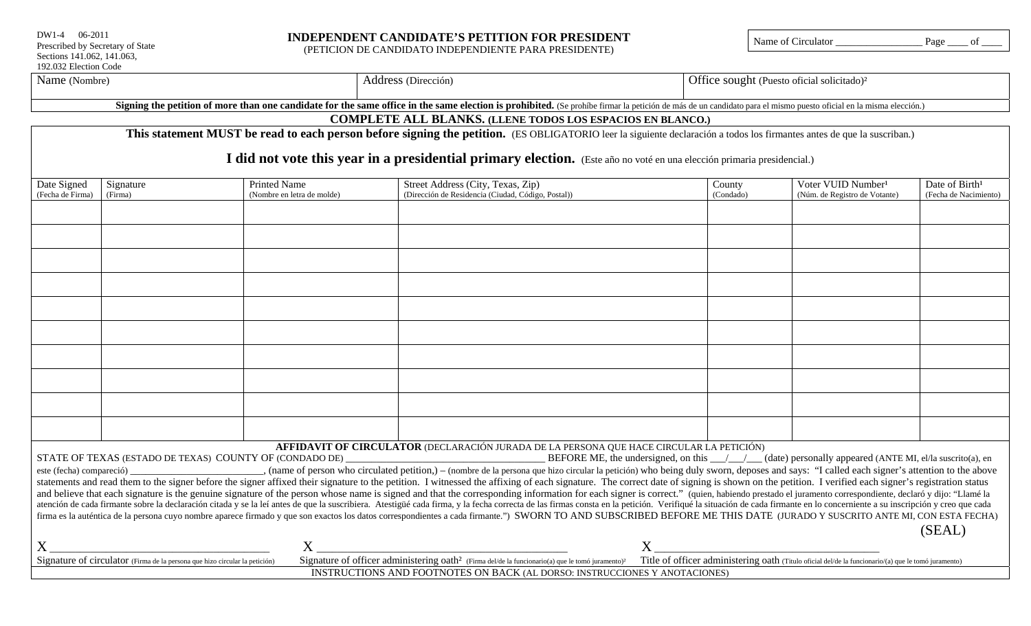DW1-4 06-2011
Prescribed by Secretary of State
Sections 141.062, 141.063,
192.032 Election Code

# INDEPENDENT CANDIDATE'S PETITION FOR PRESIDENT

(PETICION DE CANDIDATO INDEPENDIENTE PARA PRESIDENTE)

Name of Circulator ________________ Page ____ of ____

| Name (Nombre) | Address (Dirección) | Office sought (Puesto oficial solicitado)[2] |
|---|---|---|
| | | |

**Signing the petition of more than one candidate for the same office in the same election is prohibited.** (Se prohíbe firmar la petición de más de un candidato para el mismo puesto oficial en la misma elección.)

**COMPLETE ALL BLANKS. (LLENE TODOS LOS ESPACIOS EN BLANCO.)**

**This statement MUST be read to each person before signing the petition.** (ES OBLIGATORIO leer la siguiente declaración a todos los firmantes antes de que la suscriban.)

**I did not vote this year in a presidential primary election.** (Este año no voté en una elección primaria presidencial.)

| Date Signed (Fecha de Firma) | Signature (Firma) | Printed Name (Nombre en letra de molde) | Street Address (City, Texas, Zip) (Dirección de Residencia (Ciudad, Código, Postal)) | County (Condado) | Voter VUID Number[1] (Núm. de Registro de Votante) | Date of Birth[1] (Fecha de Nacimiento) |
|---|---|---|---|---|---|---|
| | | | | | | |
| | | | | | | |
| | | | | | | |
| | | | | | | |
| | | | | | | |
| | | | | | | |
| | | | | | | |
| | | | | | | |
| | | | | | | |
| | | | | | | |

**AFFIDAVIT OF CIRCULATOR** (DECLARACIÓN JURADA DE LA PERSONA QUE HACE CIRCULAR LA PETICIÓN)

STATE OF TEXAS (ESTADO DE TEXAS) COUNTY OF (CONDADO DE) ______________________________________ BEFORE ME, the undersigned, on this ___/___/___ (date) personally appeared (ANTE MI, el/la suscrito(a), en este (fecha) compareció) _________________________, (name of person who circulated petition,) – (nombre de la persona que hizo circular la petición) who being duly sworn, deposes and says: "I called each signer's attention to the above statements and read them to the signer before the signer affixed their signature to the petition. I witnessed the affixing of each signature. The correct date of signing is shown on the petition. I verified each signer's registration status and believe that each signature is the genuine signature of the person whose name is signed and that the corresponding information for each signer is correct." (quien, habiendo prestado el juramento correspondiente, declaró y dijo: "Llamé la atención de cada firmante sobre la declaración citada y se la leí antes de que la suscribiera. Atestigüé cada firma, y la fecha correcta de las firmas consta en la petición. Verifiqué la situación de cada firmante en lo concerniente a su inscripción y creo que cada firma es la auténtica de la persona cuyo nombre aparece firmado y que son exactos los datos correspondientes a cada firmante.") SWORN TO AND SUBSCRIBED BEFORE ME THIS DATE (JURADO Y SUSCRITO ANTE MI, CON ESTA FECHA)

(SEAL)

X ___________________________________
Signature of circulator (Firma de la persona que hizo circular la petición)

X ___________________________________
Signature of officer administering oath[2] (Firma del/de la funcionario(a) que le tomó juramento)[2]

X ___________________________________
Title of officer administering oath (Titulo oficial del/de la funcionario/(a) que le tomó juramento)

INSTRUCTIONS AND FOOTNOTES ON BACK (AL DORSO: INSTRUCCIONES Y ANOTACIONES)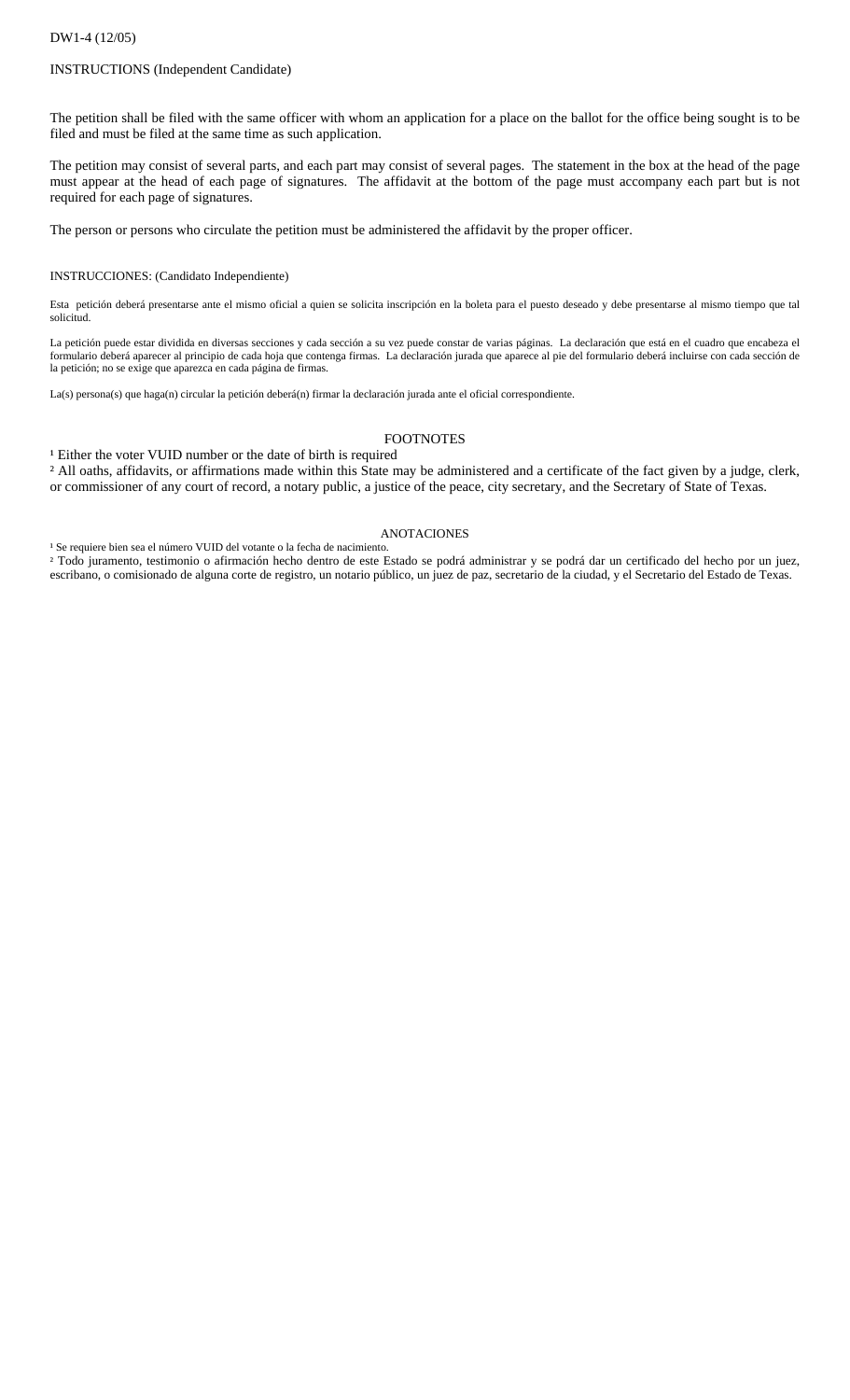DW1-4 (12/05)

INSTRUCTIONS (Independent Candidate)

The petition shall be filed with the same officer with whom an application for a place on the ballot for the office being sought is to be filed and must be filed at the same time as such application.

The petition may consist of several parts, and each part may consist of several pages. The statement in the box at the head of the page must appear at the head of each page of signatures. The affidavit at the bottom of the page must accompany each part but is not required for each page of signatures.

The person or persons who circulate the petition must be administered the affidavit by the proper officer.

INSTRUCCIONES: (Candidato Independiente)

Esta petición deberá presentarse ante el mismo oficial a quien se solicita inscripción en la boleta para el puesto deseado y debe presentarse al mismo tiempo que tal solicitud.

La petición puede estar dividida en diversas secciones y cada sección a su vez puede constar de varias páginas. La declaración que está en el cuadro que encabeza el formulario deberá aparecer al principio de cada hoja que contenga firmas. La declaración jurada que aparece al pie del formulario deberá incluirse con cada sección de la petición; no se exige que aparezca en cada página de firmas.

La(s) persona(s) que haga(n) circular la petición deberá(n) firmar la declaración jurada ante el oficial correspondiente.

FOOTNOTES

[1] Either the voter VUID number or the date of birth is required

[2] All oaths, affidavits, or affirmations made within this State may be administered and a certificate of the fact given by a judge, clerk, or commissioner of any court of record, a notary public, a justice of the peace, city secretary, and the Secretary of State of Texas.

ANOTACIONES

[1] Se requiere bien sea el número VUID del votante o la fecha de nacimiento.

[2] Todo juramento, testimonio o afirmación hecho dentro de este Estado se podrá administrar y se podrá dar un certificado del hecho por un juez, escribano, o comisionado de alguna corte de registro, un notario público, un juez de paz, secretario de la ciudad, y el Secretario del Estado de Texas.